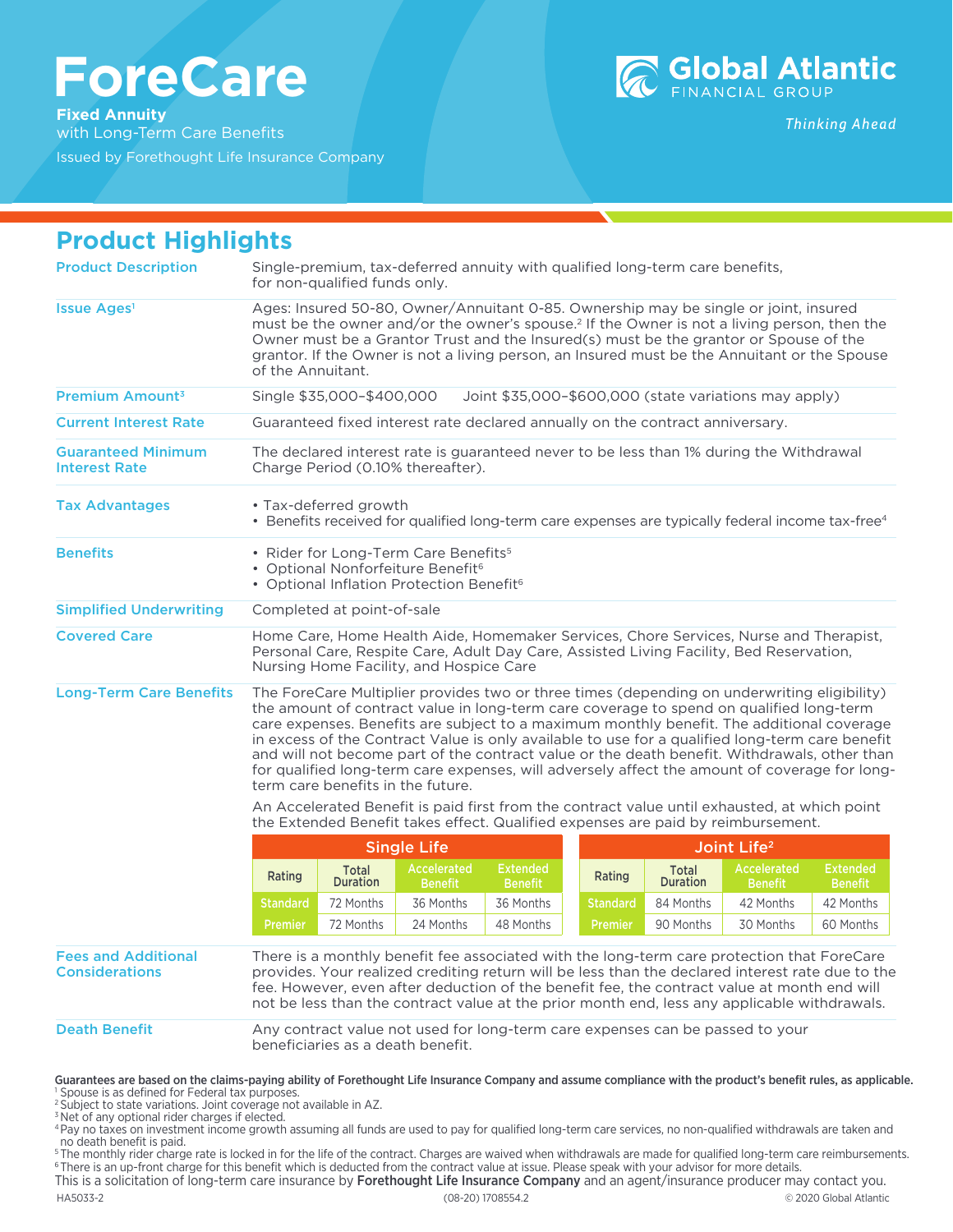# ForeCare

**Fixed Annuity**
with Long-Term Care Benefits
Issued by Forethought Life Insurance Company

Global Atlantic FINANCIAL GROUP
*Thinking Ahead*

## Product Highlights

| | |
|---|---|
| **Product Description** | Single-premium, tax-deferred annuity with qualified long-term care benefits, for non-qualified funds only. |
| **Issue Ages**[1] | Ages: Insured 50-80, Owner/Annuitant 0-85. Ownership may be single or joint, insured must be the owner and/or the owner's spouse.[2] If the Owner is not a living person, then the Owner must be a Grantor Trust and the Insured(s) must be the grantor or Spouse of the grantor. If the Owner is not a living person, an Insured must be the Annuitant or the Spouse of the Annuitant. |
| **Premium Amount**[3] | Single $35,000–$400,000 Joint $35,000–$600,000 (state variations may apply) |
| **Current Interest Rate** | Guaranteed fixed interest rate declared annually on the contract anniversary. |
| **Guaranteed Minimum Interest Rate** | The declared interest rate is guaranteed never to be less than 1% during the Withdrawal Charge Period (0.10% thereafter). |
| **Tax Advantages** | • Tax-deferred growth<br>• Benefits received for qualified long-term care expenses are typically federal income tax-free[4] |
| **Benefits** | • Rider for Long-Term Care Benefits[5]<br>• Optional Nonforfeiture Benefit[6]<br>• Optional Inflation Protection Benefit[6] |
| **Simplified Underwriting** | Completed at point-of-sale |
| **Covered Care** | Home Care, Home Health Aide, Homemaker Services, Chore Services, Nurse and Therapist, Personal Care, Respite Care, Adult Day Care, Assisted Living Facility, Bed Reservation, Nursing Home Facility, and Hospice Care |
| **Long-Term Care Benefits** | The ForeCare Multiplier provides two or three times (depending on underwriting eligibility) the amount of contract value in long-term care coverage to spend on qualified long-term care expenses. Benefits are subject to a maximum monthly benefit. The additional coverage in excess of the Contract Value is only available to use for a qualified long-term care benefit and will not become part of the contract value or the death benefit. Withdrawals, other than for qualified long-term care expenses, will adversely affect the amount of coverage for long-term care benefits in the future.<br><br>An Accelerated Benefit is paid first from the contract value until exhausted, at which point the Extended Benefit takes effect. Qualified expenses are paid by reimbursement. |

| Single Life | | | | Joint Life[2] | | | |
|---|---|---|---|---|---|---|---|
| Rating | Total Duration | Accelerated Benefit | Extended Benefit | Rating | Total Duration | Accelerated Benefit | Extended Benefit |
| Standard | 72 Months | 36 Months | 36 Months | Standard | 84 Months | 42 Months | 42 Months |
| Premier | 72 Months | 24 Months | 48 Months | Premier | 90 Months | 30 Months | 60 Months |

| | |
|---|---|
| **Fees and Additional Considerations** | There is a monthly benefit fee associated with the long-term care protection that ForeCare provides. Your realized crediting return will be less than the declared interest rate due to the fee. However, even after deduction of the benefit fee, the contract value at month end will not be less than the contract value at the prior month end, less any applicable withdrawals. |
| **Death Benefit** | Any contract value not used for long-term care expenses can be passed to your beneficiaries as a death benefit. |

**Guarantees are based on the claims-paying ability of Forethought Life Insurance Company and assume compliance with the product's benefit rules, as applicable.**

[1] Spouse is as defined for Federal tax purposes.
[2] Subject to state variations. Joint coverage not available in AZ.
[3] Net of any optional rider charges if elected.
[4] Pay no taxes on investment income growth assuming all funds are used to pay for qualified long-term care services, no non-qualified withdrawals are taken and no death benefit is paid.
[5] The monthly rider charge rate is locked in for the life of the contract. Charges are waived when withdrawals are made for qualified long-term care reimbursements.
[6] There is an up-front charge for this benefit which is deducted from the contract value at issue. Please speak with your advisor for more details.

This is a solicitation of long-term care insurance by **Forethought Life Insurance Company** and an agent/insurance producer may contact you.

HA5033-2 (08-20) 1708554.2 © 2020 Global Atlantic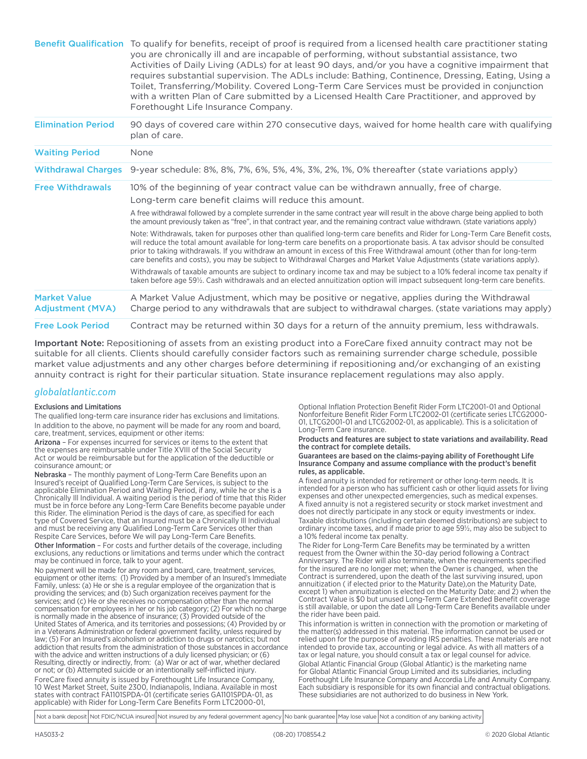| | |
|---|---|
| **Benefit Qualification** | To qualify for benefits, receipt of proof is required from a licensed health care practitioner stating you are chronically ill and are incapable of performing, without substantial assistance, two Activities of Daily Living (ADLs) for at least 90 days, and/or you have a cognitive impairment that requires substantial supervision. The ADLs include: Bathing, Continence, Dressing, Eating, Using a Toilet, Transferring/Mobility. Covered Long-Term Care Services must be provided in conjunction with a written Plan of Care submitted by a Licensed Health Care Practitioner, and approved by Forethought Life Insurance Company. |
| **Elimination Period** | 90 days of covered care within 270 consecutive days, waived for home health care with qualifying plan of care. |
| **Waiting Period** | None |
| **Withdrawal Charges** | 9-year schedule: 8%, 8%, 7%, 6%, 5%, 4%, 3%, 2%, 1%, 0% thereafter (state variations apply) |
| **Free Withdrawals** | 10% of the beginning of year contract value can be withdrawn annually, free of charge. Long-term care benefit claims will reduce this amount. A free withdrawal followed by a complete surrender in the same contract year will result in the above charge being applied to both the amount previously taken as "free", in that contract year, and the remaining contract value withdrawn. (state variations apply) Note: Withdrawals, taken for purposes other than qualified long-term care benefits and Rider for Long-Term Care Benefit costs, will reduce the total amount available for long-term care benefits on a proportionate basis. A tax advisor should be consulted prior to taking withdrawals. If you withdraw an amount in excess of this Free Withdrawal amount (other than for long-term care benefits and costs), you may be subject to Withdrawal Charges and Market Value Adjustments (state variations apply). Withdrawals of taxable amounts are subject to ordinary income tax and may be subject to a 10% federal income tax penalty if taken before age 59½. Cash withdrawals and an elected annuitization option will impact subsequent long-term care benefits. |
| **Market Value Adjustment (MVA)** | A Market Value Adjustment, which may be positive or negative, applies during the Withdrawal Charge period to any withdrawals that are subject to withdrawal charges. (state variations may apply) |
| **Free Look Period** | Contract may be returned within 30 days for a return of the annuity premium, less withdrawals. |

**Important Note:** Repositioning of assets from an existing product into a ForeCare fixed annuity contract may not be suitable for all clients. Clients should carefully consider factors such as remaining surrender charge schedule, possible market value adjustments and any other charges before determining if repositioning and/or exchanging of an existing annuity contract is right for their particular situation. State insurance replacement regulations may also apply.

*globalatlantic.com*

**Exclusions and Limitations**

The qualified long-term care insurance rider has exclusions and limitations.

In addition to the above, no payment will be made for any room and board, care, treatment, services, equipment or other items:

**Arizona** – For expenses incurred for services or items to the extent that the expenses are reimbursable under Title XVIII of the Social Security Act or would be reimbursable but for the application of the deductible or coinsurance amount; or

**Nebraska** – The monthly payment of Long-Term Care Benefits upon an Insured's receipt of Qualified Long-Term Care Services, is subject to the applicable Elimination Period and Waiting Period, if any, while he or she is a Chronically Ill Individual. A waiting period is the period of time that this Rider must be in force before any Long-Term Care Benefits become payable under this Rider. The elimination Period is the days of care, as specified for each type of Covered Service, that an Insured must be a Chronically Ill Individual and must be receiving any Qualified Long-Term Care Services other than Respite Care Services, before We will pay Long-Term Care Benefits.

**Other Information** – For costs and further details of the coverage, including exclusions, any reductions or limitations and terms under which the contract may be continued in force, talk to your agent.

No payment will be made for any room and board, care, treatment, services, equipment or other items: (1) Provided by a member of an Insured's Immediate Family, unless: (a) He or she is a regular employee of the organization that is providing the services; and (b) Such organization receives payment for the services; and (c) He or she receives no compensation other than the normal compensation for employees in her or his job category; (2) For which no charge is normally made in the absence of insurance; (3) Provided outside of the United States of America, and its territories and possessions; (4) Provided by or in a Veterans Administration or federal government facility, unless required by law; (5) For an Insured's alcoholism or addiction to drugs or narcotics; but not addiction that results from the administration of those substances in accordance with the advice and written instructions of a duly licensed physician; or (6) Resulting, directly or indirectly, from: (a) War or act of war, whether declared or not; or (b) Attempted suicide or an intentionally self-inflicted injury.

ForeCare fixed annuity is issued by Forethought Life Insurance Company, 10 West Market Street, Suite 2300, Indianapolis, Indiana. Available in most states with contract FA1101SPDA-01 (certificate series GA1101SPDA-01, as applicable) with Rider for Long-Term Care Benefits Form LTC2000-01, Optional Inflation Protection Benefit Rider Form LTC2001-01 and Optional Nonforfeiture Benefit Rider Form LTC2002-01 (certificate series LTCG2000-01, LTCG2001-01 and LTCG2002-01, as applicable). This is a solicitation of Long-Term Care insurance.

**Products and features are subject to state variations and availability. Read the contract for complete details.**

**Guarantees are based on the claims-paying ability of Forethought Life Insurance Company and assume compliance with the product's benefit rules, as applicable.**

A fixed annuity is intended for retirement or other long-term needs. It is intended for a person who has sufficient cash or other liquid assets for living expenses and other unexpected emergencies, such as medical expenses. A fixed annuity is not a registered security or stock market investment and does not directly participate in any stock or equity investments or index.

Taxable distributions (including certain deemed distributions) are subject to ordinary income taxes, and if made prior to age 59½, may also be subject to a 10% federal income tax penalty.

The Rider for Long-Term Care Benefits may be terminated by a written request from the Owner within the 30-day period following a Contract Anniversary. The Rider will also terminate, when the requirements specified for the insured are no longer met; when the Owner is changed, when the Contract is surrendered, upon the death of the last surviving insured, upon annuitization ( if elected prior to the Maturity Date),on the Maturity Date, except 1) when annuitization is elected on the Maturity Date; and 2) when the Contract Value is $0 but unused Long-Term Care Extended Benefit coverage is still available, or upon the date all Long-Term Care Benefits available under the rider have been paid.

This information is written in connection with the promotion or marketing of the matter(s) addressed in this material. The information cannot be used or relied upon for the purpose of avoiding IRS penalties. These materials are not intended to provide tax, accounting or legal advice. As with all matters of a tax or legal nature, you should consult a tax or legal counsel for advice.

Global Atlantic Financial Group (Global Atlantic) is the marketing name for Global Atlantic Financial Group Limited and its subsidiaries, including Forethought Life Insurance Company and Accordia Life and Annuity Company. Each subsidiary is responsible for its own financial and contractual obligations. These subsidiaries are not authorized to do business in New York.

| | | | | | |
|---|---|---|---|---|---|
| Not a bank deposit | Not FDIC/NCUA insured | Not insured by any federal government agency | No bank guarantee | May lose value | Not a condition of any banking activity |

HA5033-2 (08-20) 1708554.2 © 2020 Global Atlantic